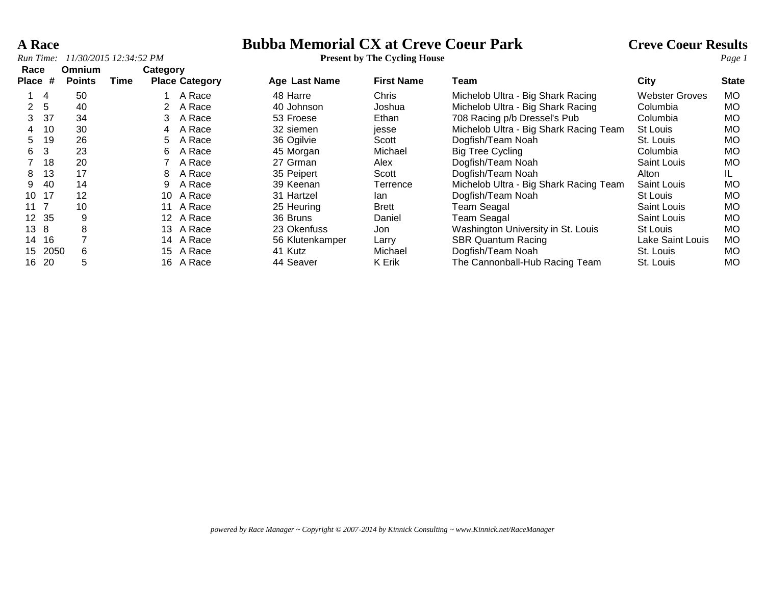# Bubba Memorial CX at Creve Coeur Park

**Present by The Cycling House**

## A Race

**Creve Coeur Results**

*Run Time: 11/30/2015 12:34:52 PM*

| Race Place | # | Omnium Points | Time | Category Place | Category | Age | Last Name | First Name | Team | City | State |
|---|---|---|---|---|---|---|---|---|---|---|---|
| 1 | 4 | 50 | | 1 | A Race | 48 | Harre | Chris | Michelob Ultra - Big Shark Racing | Webster Groves | MO |
| 2 | 5 | 40 | | 2 | A Race | 40 | Johnson | Joshua | Michelob Ultra - Big Shark Racing | Columbia | MO |
| 3 | 37 | 34 | | 3 | A Race | 53 | Froese | Ethan | 708 Racing p/b Dressel's Pub | Columbia | MO |
| 4 | 10 | 30 | | 4 | A Race | 32 | siemen | jesse | Michelob Ultra - Big Shark Racing Team | St Louis | MO |
| 5 | 19 | 26 | | 5 | A Race | 36 | Ogilvie | Scott | Dogfish/Team Noah | St. Louis | MO |
| 6 | 3 | 23 | | 6 | A Race | 45 | Morgan | Michael | Big Tree Cycling | Columbia | MO |
| 7 | 18 | 20 | | 7 | A Race | 27 | Grman | Alex | Dogfish/Team Noah | Saint Louis | MO |
| 8 | 13 | 17 | | 8 | A Race | 35 | Peipert | Scott | Dogfish/Team Noah | Alton | IL |
| 9 | 40 | 14 | | 9 | A Race | 39 | Keenan | Terrence | Michelob Ultra - Big Shark Racing Team | Saint Louis | MO |
| 10 | 17 | 12 | | 10 | A Race | 31 | Hartzel | Ian | Dogfish/Team Noah | St Louis | MO |
| 11 | 7 | 10 | | 11 | A Race | 25 | Heuring | Brett | Team Seagal | Saint Louis | MO |
| 12 | 35 | 9 | | 12 | A Race | 36 | Bruns | Daniel | Team Seagal | Saint Louis | MO |
| 13 | 8 | 8 | | 13 | A Race | 23 | Okenfuss | Jon | Washington University in St. Louis | St Louis | MO |
| 14 | 16 | 7 | | 14 | A Race | 56 | Klutenkamper | Larry | SBR Quantum Racing | Lake Saint Louis | MO |
| 15 | 2050 | 6 | | 15 | A Race | 41 | Kutz | Michael | Dogfish/Team Noah | St. Louis | MO |
| 16 | 20 | 5 | | 16 | A Race | 44 | Seaver | K Erik | The Cannonball-Hub Racing Team | St. Louis | MO |

*powered by Race Manager ~ Copyright © 2007-2014 by Kinnick Consulting ~ www.Kinnick.net/RaceManager*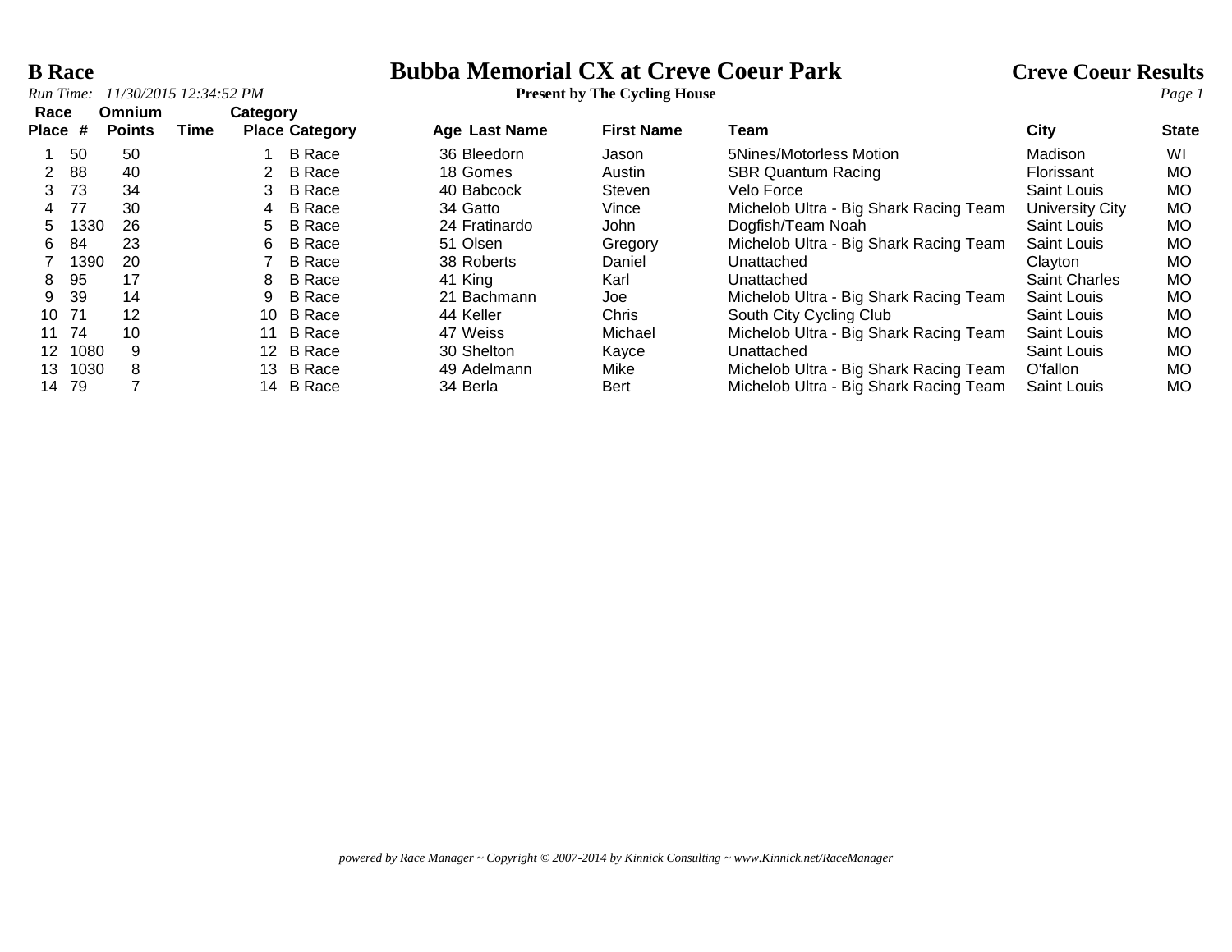# B Race

# Bubba Memorial CX at Creve Coeur Park

**Present by The Cycling House**

**Creve Coeur Results**

*Run Time: 11/30/2015 12:34:52 PM*

| Race Place | # | Omnium Points | Time | Category Place | Category | Age | Last Name | First Name | Team | City | State |
|---|---|---|---|---|---|---|---|---|---|---|---|
| 1 | 50 | 50 | | 1 | B Race | 36 | Bleedorn | Jason | 5Nines/Motorless Motion | Madison | WI |
| 2 | 88 | 40 | | 2 | B Race | 18 | Gomes | Austin | SBR Quantum Racing | Florissant | MO |
| 3 | 73 | 34 | | 3 | B Race | 40 | Babcock | Steven | Velo Force | Saint Louis | MO |
| 4 | 77 | 30 | | 4 | B Race | 34 | Gatto | Vince | Michelob Ultra - Big Shark Racing Team | University City | MO |
| 5 | 1330 | 26 | | 5 | B Race | 24 | Fratinardo | John | Dogfish/Team Noah | Saint Louis | MO |
| 6 | 84 | 23 | | 6 | B Race | 51 | Olsen | Gregory | Michelob Ultra - Big Shark Racing Team | Saint Louis | MO |
| 7 | 1390 | 20 | | 7 | B Race | 38 | Roberts | Daniel | Unattached | Clayton | MO |
| 8 | 95 | 17 | | 8 | B Race | 41 | King | Karl | Unattached | Saint Charles | MO |
| 9 | 39 | 14 | | 9 | B Race | 21 | Bachmann | Joe | Michelob Ultra - Big Shark Racing Team | Saint Louis | MO |
| 10 | 71 | 12 | | 10 | B Race | 44 | Keller | Chris | South City Cycling Club | Saint Louis | MO |
| 11 | 74 | 10 | | 11 | B Race | 47 | Weiss | Michael | Michelob Ultra - Big Shark Racing Team | Saint Louis | MO |
| 12 | 1080 | 9 | | 12 | B Race | 30 | Shelton | Kayce | Unattached | Saint Louis | MO |
| 13 | 1030 | 8 | | 13 | B Race | 49 | Adelmann | Mike | Michelob Ultra - Big Shark Racing Team | O'fallon | MO |
| 14 | 79 | 7 | | 14 | B Race | 34 | Berla | Bert | Michelob Ultra - Big Shark Racing Team | Saint Louis | MO |

*powered by Race Manager ~ Copyright © 2007-2014 by Kinnick Consulting ~ www.Kinnick.net/RaceManager*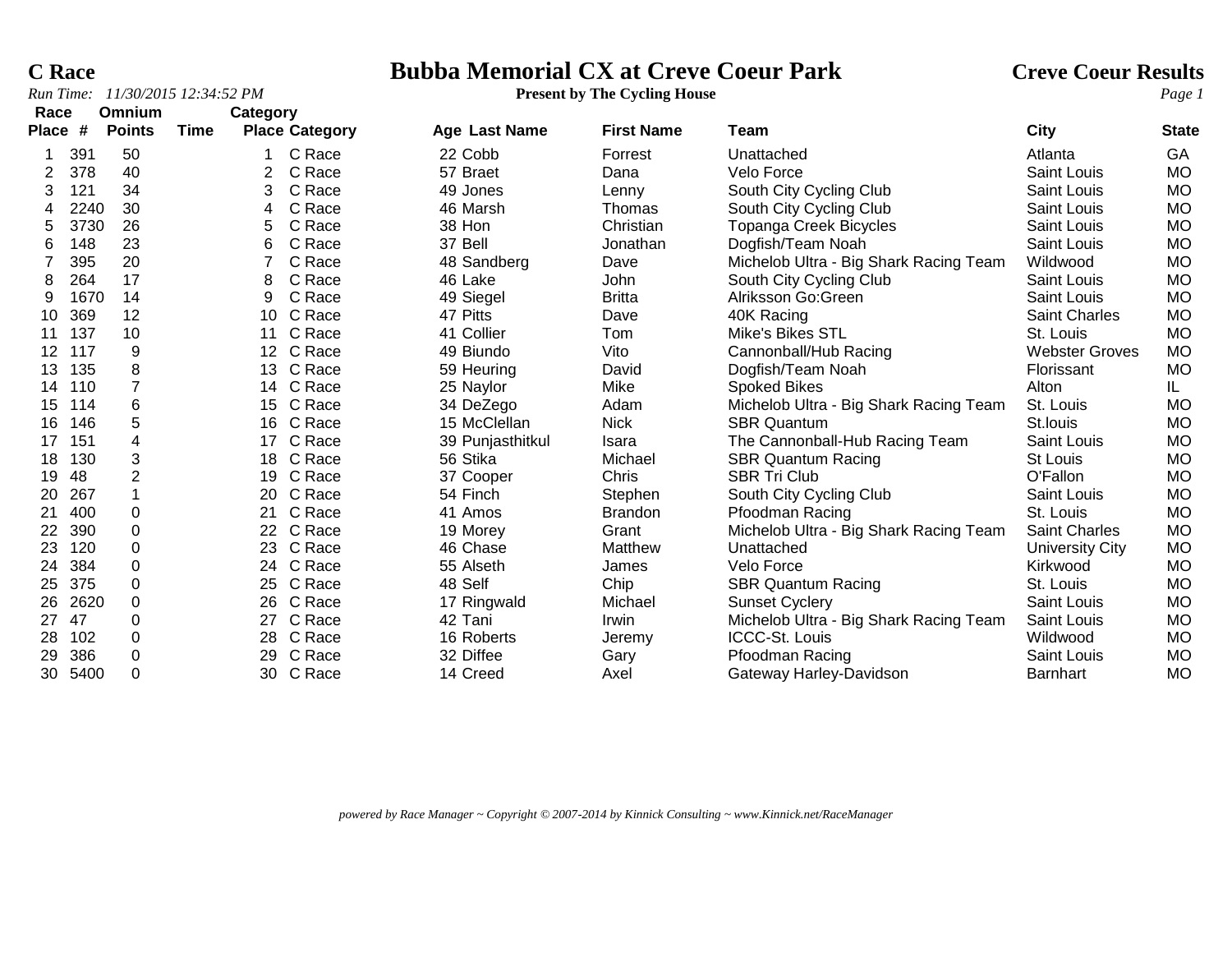# C Race

# Bubba Memorial CX at Creve Coeur Park

**Present by The Cycling House**

**Creve Coeur Results**

*Run Time: 11/30/2015 12:34:52 PM*

| Race Place | # | Omnium Points | Time | Category Place | Category | Age | Last Name | First Name | Team | City | State |
|---|---|---|---|---|---|---|---|---|---|---|---|
| 1 | 391 | 50 | | 1 | C Race | 22 | Cobb | Forrest | Unattached | Atlanta | GA |
| 2 | 378 | 40 | | 2 | C Race | 57 | Braet | Dana | Velo Force | Saint Louis | MO |
| 3 | 121 | 34 | | 3 | C Race | 49 | Jones | Lenny | South City Cycling Club | Saint Louis | MO |
| 4 | 2240 | 30 | | 4 | C Race | 46 | Marsh | Thomas | South City Cycling Club | Saint Louis | MO |
| 5 | 3730 | 26 | | 5 | C Race | 38 | Hon | Christian | Topanga Creek Bicycles | Saint Louis | MO |
| 6 | 148 | 23 | | 6 | C Race | 37 | Bell | Jonathan | Dogfish/Team Noah | Saint Louis | MO |
| 7 | 395 | 20 | | 7 | C Race | 48 | Sandberg | Dave | Michelob Ultra - Big Shark Racing Team | Wildwood | MO |
| 8 | 264 | 17 | | 8 | C Race | 46 | Lake | John | South City Cycling Club | Saint Louis | MO |
| 9 | 1670 | 14 | | 9 | C Race | 49 | Siegel | Britta | Alriksson Go:Green | Saint Louis | MO |
| 10 | 369 | 12 | | 10 | C Race | 47 | Pitts | Dave | 40K Racing | Saint Charles | MO |
| 11 | 137 | 10 | | 11 | C Race | 41 | Collier | Tom | Mike's Bikes STL | St. Louis | MO |
| 12 | 117 | 9 | | 12 | C Race | 49 | Biundo | Vito | Cannonball/Hub Racing | Webster Groves | MO |
| 13 | 135 | 8 | | 13 | C Race | 59 | Heuring | David | Dogfish/Team Noah | Florissant | MO |
| 14 | 110 | 7 | | 14 | C Race | 25 | Naylor | Mike | Spoked Bikes | Alton | IL |
| 15 | 114 | 6 | | 15 | C Race | 34 | DeZego | Adam | Michelob Ultra - Big Shark Racing Team | St. Louis | MO |
| 16 | 146 | 5 | | 16 | C Race | 15 | McClellan | Nick | SBR Quantum | St.louis | MO |
| 17 | 151 | 4 | | 17 | C Race | 39 | Punjasthitkul | Isara | The Cannonball-Hub Racing Team | Saint Louis | MO |
| 18 | 130 | 3 | | 18 | C Race | 56 | Stika | Michael | SBR Quantum Racing | St Louis | MO |
| 19 | 48 | 2 | | 19 | C Race | 37 | Cooper | Chris | SBR Tri Club | O'Fallon | MO |
| 20 | 267 | 1 | | 20 | C Race | 54 | Finch | Stephen | South City Cycling Club | Saint Louis | MO |
| 21 | 400 | 0 | | 21 | C Race | 41 | Amos | Brandon | Pfoodman Racing | St. Louis | MO |
| 22 | 390 | 0 | | 22 | C Race | 19 | Morey | Grant | Michelob Ultra - Big Shark Racing Team | Saint Charles | MO |
| 23 | 120 | 0 | | 23 | C Race | 46 | Chase | Matthew | Unattached | University City | MO |
| 24 | 384 | 0 | | 24 | C Race | 55 | Alseth | James | Velo Force | Kirkwood | MO |
| 25 | 375 | 0 | | 25 | C Race | 48 | Self | Chip | SBR Quantum Racing | St. Louis | MO |
| 26 | 2620 | 0 | | 26 | C Race | 17 | Ringwald | Michael | Sunset Cyclery | Saint Louis | MO |
| 27 | 47 | 0 | | 27 | C Race | 42 | Tani | Irwin | Michelob Ultra - Big Shark Racing Team | Saint Louis | MO |
| 28 | 102 | 0 | | 28 | C Race | 16 | Roberts | Jeremy | ICCC-St. Louis | Wildwood | MO |
| 29 | 386 | 0 | | 29 | C Race | 32 | Diffee | Gary | Pfoodman Racing | Saint Louis | MO |
| 30 | 5400 | 0 | | 30 | C Race | 14 | Creed | Axel | Gateway Harley-Davidson | Barnhart | MO |

*powered by Race Manager ~ Copyright © 2007-2014 by Kinnick Consulting ~ www.Kinnick.net/RaceManager*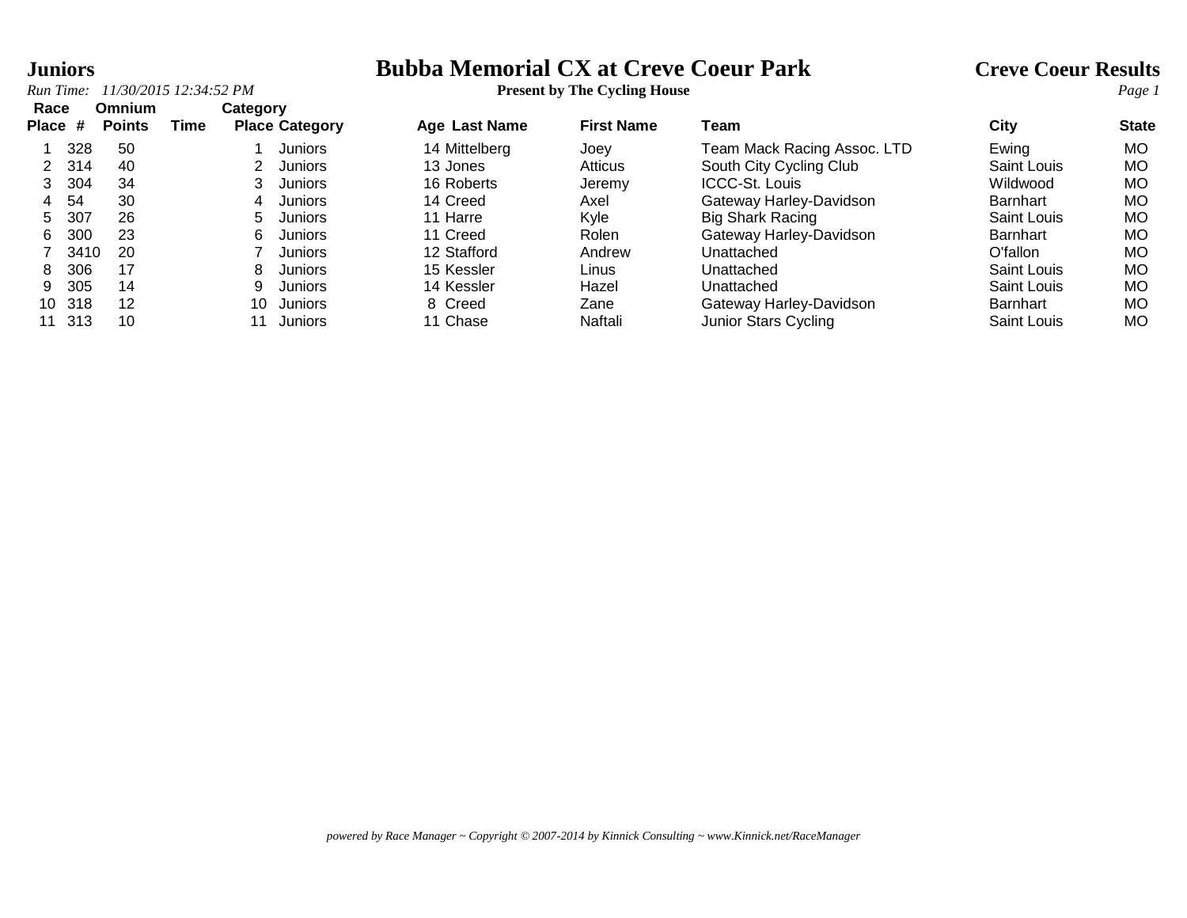# Bubba Memorial CX at Creve Coeur Park

**Present by The Cycling House**

**Juniors** — **Creve Coeur Results**

*Run Time: 11/30/2015 12:34:52 PM*

| Race Place | # | Omnium Points | Time | Category Place | Category | Age | Last Name | First Name | Team | City | State |
|---|---|---|---|---|---|---|---|---|---|---|---|
| 1 | 328 | 50 | | 1 | Juniors | 14 | Mittelberg | Joey | Team Mack Racing Assoc. LTD | Ewing | MO |
| 2 | 314 | 40 | | 2 | Juniors | 13 | Jones | Atticus | South City Cycling Club | Saint Louis | MO |
| 3 | 304 | 34 | | 3 | Juniors | 16 | Roberts | Jeremy | ICCC-St. Louis | Wildwood | MO |
| 4 | 54 | 30 | | 4 | Juniors | 14 | Creed | Axel | Gateway Harley-Davidson | Barnhart | MO |
| 5 | 307 | 26 | | 5 | Juniors | 11 | Harre | Kyle | Big Shark Racing | Saint Louis | MO |
| 6 | 300 | 23 | | 6 | Juniors | 11 | Creed | Rolen | Gateway Harley-Davidson | Barnhart | MO |
| 7 | 3410 | 20 | | 7 | Juniors | 12 | Stafford | Andrew | Unattached | O'fallon | MO |
| 8 | 306 | 17 | | 8 | Juniors | 15 | Kessler | Linus | Unattached | Saint Louis | MO |
| 9 | 305 | 14 | | 9 | Juniors | 14 | Kessler | Hazel | Unattached | Saint Louis | MO |
| 10 | 318 | 12 | | 10 | Juniors | 8 | Creed | Zane | Gateway Harley-Davidson | Barnhart | MO |
| 11 | 313 | 10 | | 11 | Juniors | 11 | Chase | Naftali | Junior Stars Cycling | Saint Louis | MO |

*powered by Race Manager ~ Copyright © 2007-2014 by Kinnick Consulting ~ www.Kinnick.net/RaceManager*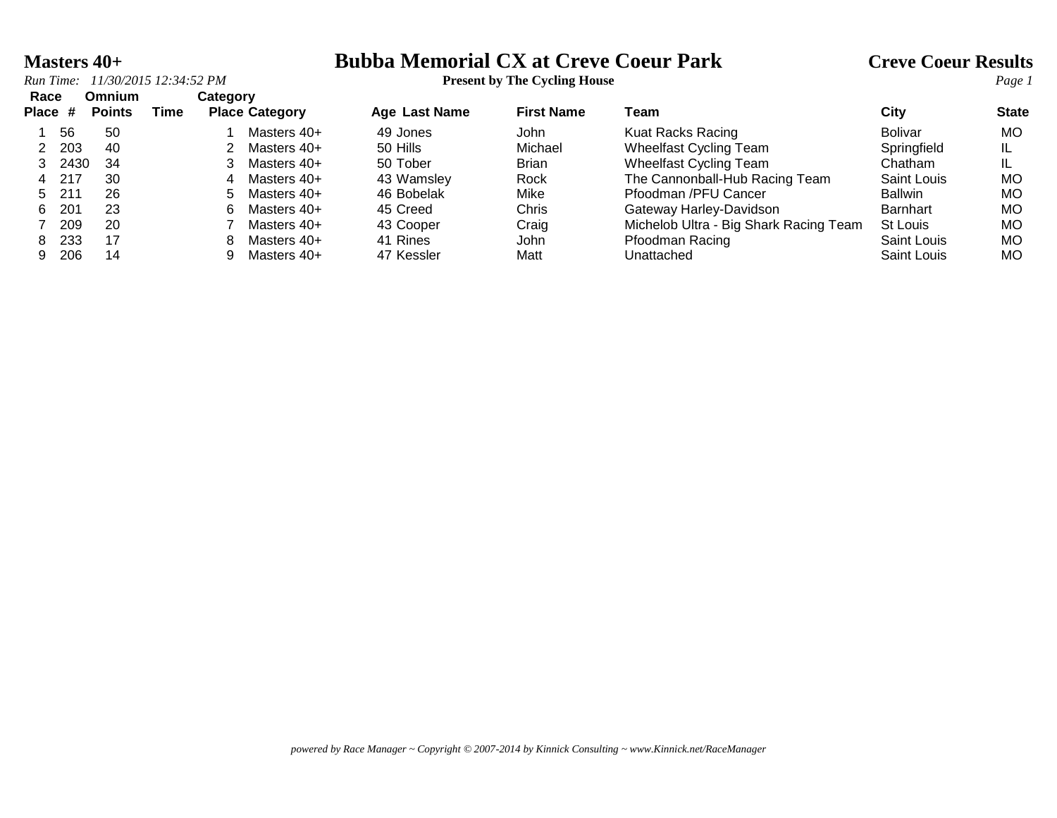# Bubba Memorial CX at Creve Coeur Park

**Present by The Cycling House**

## Masters 40+

**Creve Coeur Results**

*Run Time: 11/30/2015 12:34:52 PM*

| Race Place | # | Omnium Points | Time | Category Place | Category | Age | Last Name | First Name | Team | City | State |
|---|---|---|---|---|---|---|---|---|---|---|---|
| 1 | 56 | 50 | | 1 | Masters 40+ | 49 | Jones | John | Kuat Racks Racing | Bolivar | MO |
| 2 | 203 | 40 | | 2 | Masters 40+ | 50 | Hills | Michael | Wheelfast Cycling Team | Springfield | IL |
| 3 | 2430 | 34 | | 3 | Masters 40+ | 50 | Tober | Brian | Wheelfast Cycling Team | Chatham | IL |
| 4 | 217 | 30 | | 4 | Masters 40+ | 43 | Wamsley | Rock | The Cannonball-Hub Racing Team | Saint Louis | MO |
| 5 | 211 | 26 | | 5 | Masters 40+ | 46 | Bobelak | Mike | Pfoodman /PFU Cancer | Ballwin | MO |
| 6 | 201 | 23 | | 6 | Masters 40+ | 45 | Creed | Chris | Gateway Harley-Davidson | Barnhart | MO |
| 7 | 209 | 20 | | 7 | Masters 40+ | 43 | Cooper | Craig | Michelob Ultra - Big Shark Racing Team | St Louis | MO |
| 8 | 233 | 17 | | 8 | Masters 40+ | 41 | Rines | John | Pfoodman Racing | Saint Louis | MO |
| 9 | 206 | 14 | | 9 | Masters 40+ | 47 | Kessler | Matt | Unattached | Saint Louis | MO |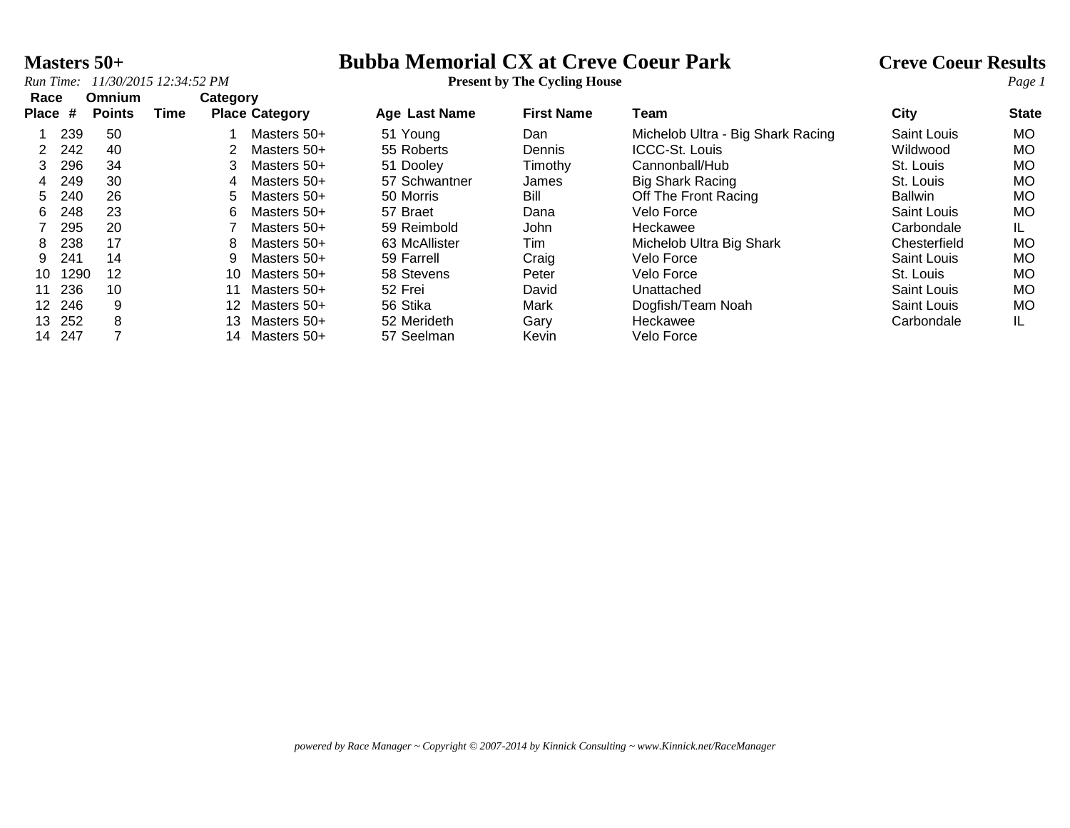# Bubba Memorial CX at Creve Coeur Park

**Masters 50+**

*Run Time: 11/30/2015 12:34:52 PM*

**Present by The Cycling House**

**Creve Coeur Results**

| Race Place | # | Omnium Points | Time | Category Place | Category | Age | Last Name | First Name | Team | City | State |
|---|---|---|---|---|---|---|---|---|---|---|---|
| 1 | 239 | 50 | | 1 | Masters 50+ | 51 | Young | Dan | Michelob Ultra - Big Shark Racing | Saint Louis | MO |
| 2 | 242 | 40 | | 2 | Masters 50+ | 55 | Roberts | Dennis | ICCC-St. Louis | Wildwood | MO |
| 3 | 296 | 34 | | 3 | Masters 50+ | 51 | Dooley | Timothy | Cannonball/Hub | St. Louis | MO |
| 4 | 249 | 30 | | 4 | Masters 50+ | 57 | Schwantner | James | Big Shark Racing | St. Louis | MO |
| 5 | 240 | 26 | | 5 | Masters 50+ | 50 | Morris | Bill | Off The Front Racing | Ballwin | MO |
| 6 | 248 | 23 | | 6 | Masters 50+ | 57 | Braet | Dana | Velo Force | Saint Louis | MO |
| 7 | 295 | 20 | | 7 | Masters 50+ | 59 | Reimbold | John | Heckawee | Carbondale | IL |
| 8 | 238 | 17 | | 8 | Masters 50+ | 63 | McAllister | Tim | Michelob Ultra Big Shark | Chesterfield | MO |
| 9 | 241 | 14 | | 9 | Masters 50+ | 59 | Farrell | Craig | Velo Force | Saint Louis | MO |
| 10 | 1290 | 12 | | 10 | Masters 50+ | 58 | Stevens | Peter | Velo Force | St. Louis | MO |
| 11 | 236 | 10 | | 11 | Masters 50+ | 52 | Frei | David | Unattached | Saint Louis | MO |
| 12 | 246 | 9 | | 12 | Masters 50+ | 56 | Stika | Mark | Dogfish/Team Noah | Saint Louis | MO |
| 13 | 252 | 8 | | 13 | Masters 50+ | 52 | Merideth | Gary | Heckawee | Carbondale | IL |
| 14 | 247 | 7 | | 14 | Masters 50+ | 57 | Seelman | Kevin | Velo Force | | |

*powered by Race Manager ~ Copyright © 2007-2014 by Kinnick Consulting ~ www.Kinnick.net/RaceManager*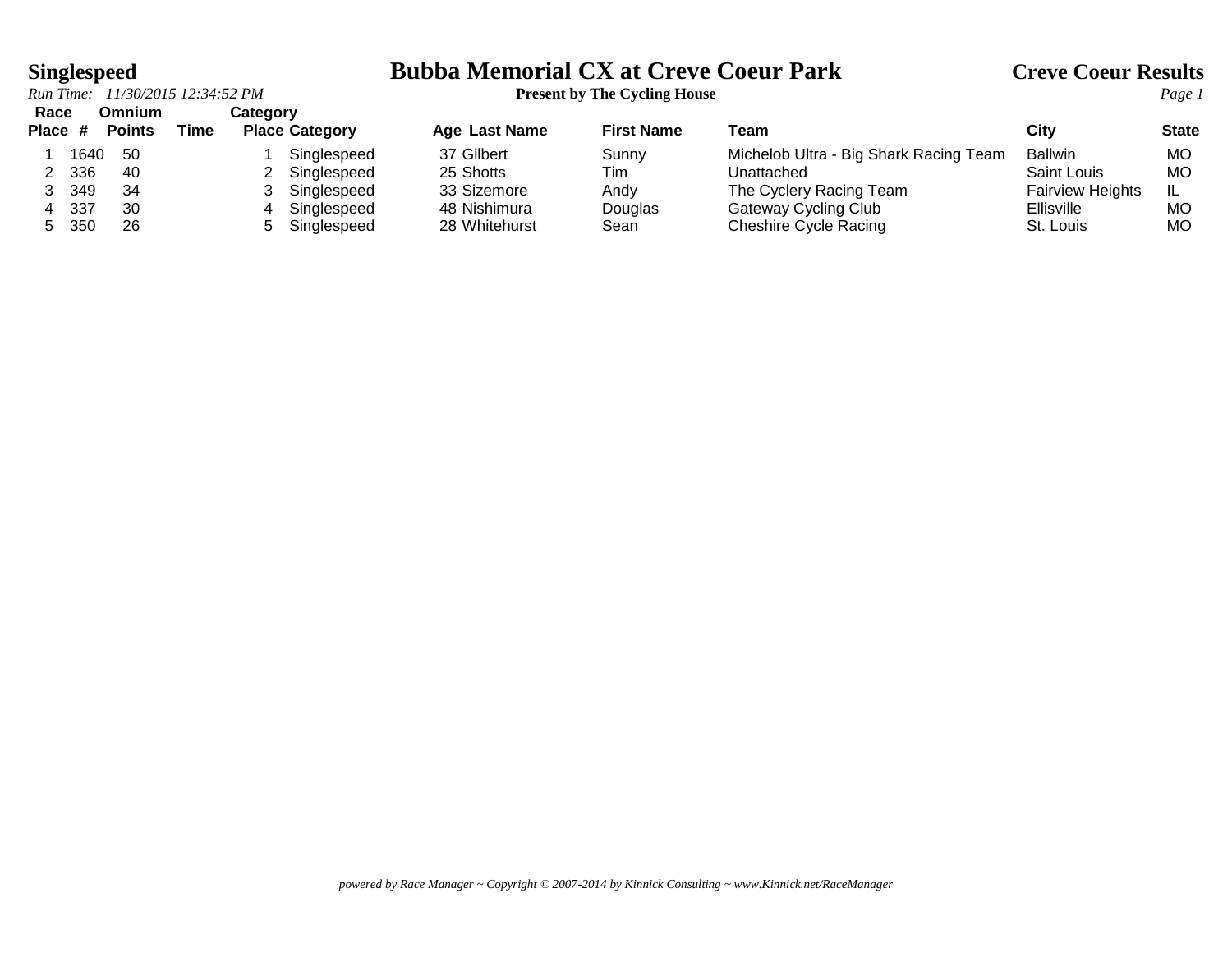**Singlespeed**

# Bubba Memorial CX at Creve Coeur Park

**Present by The Cycling House**

**Creve Coeur Results**

*Run Time: 11/30/2015 12:34:52 PM*

| Race Place | # | Omnium Points | Time | Category Place | Category | Age | Last Name | First Name | Team | City | State |
|---|---|---|---|---|---|---|---|---|---|---|---|
| 1 | 1640 | 50 | | 1 | Singlespeed | 37 | Gilbert | Sunny | Michelob Ultra - Big Shark Racing Team | Ballwin | MO |
| 2 | 336 | 40 | | 2 | Singlespeed | 25 | Shotts | Tim | Unattached | Saint Louis | MO |
| 3 | 349 | 34 | | 3 | Singlespeed | 33 | Sizemore | Andy | The Cyclery Racing Team | Fairview Heights | IL |
| 4 | 337 | 30 | | 4 | Singlespeed | 48 | Nishimura | Douglas | Gateway Cycling Club | Ellisville | MO |
| 5 | 350 | 26 | | 5 | Singlespeed | 28 | Whitehurst | Sean | Cheshire Cycle Racing | St. Louis | MO |

*powered by Race Manager ~ Copyright © 2007-2014 by Kinnick Consulting ~ www.Kinnick.net/RaceManager*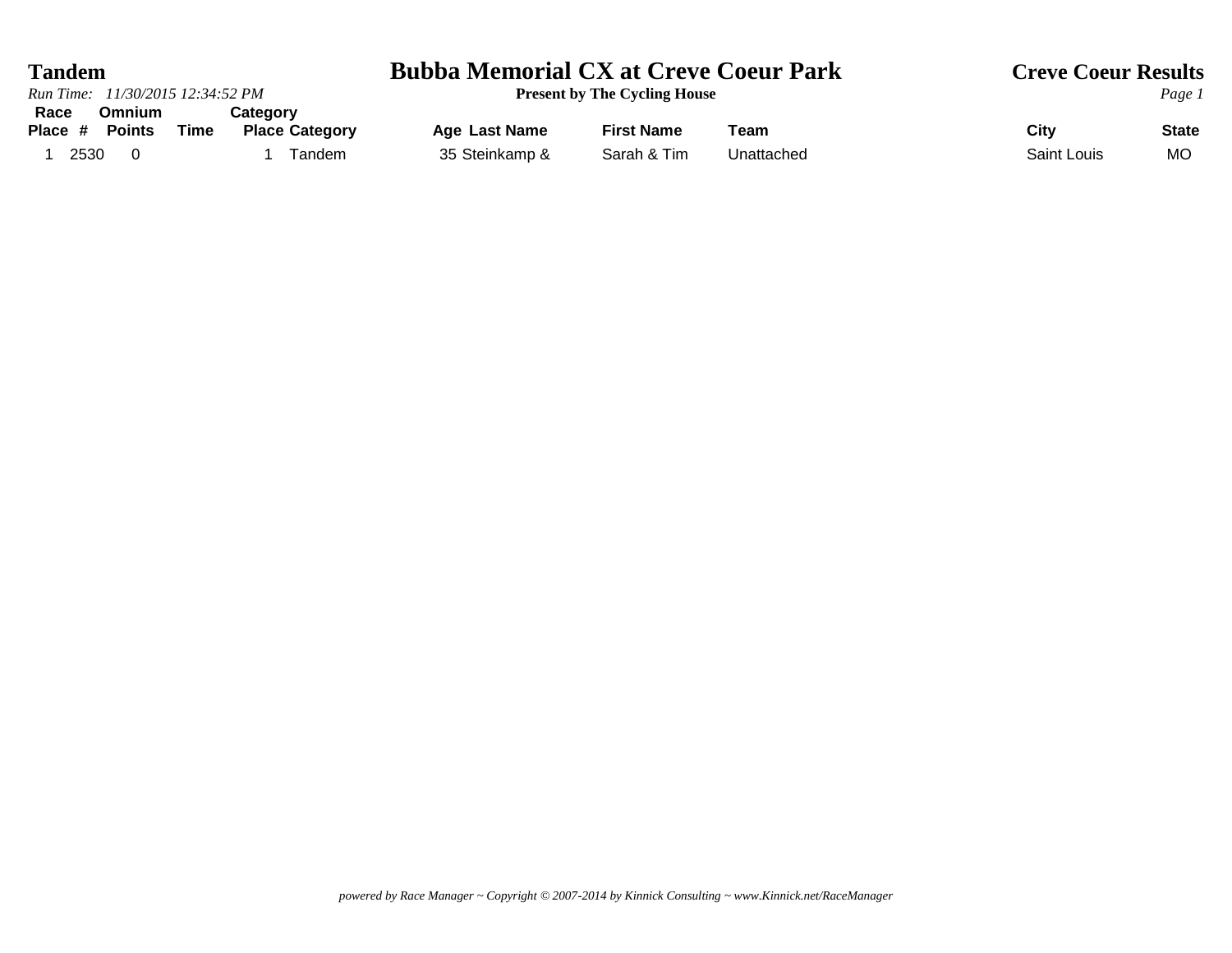# Tandem

*Run Time: 11/30/2015 12:34:52 PM*

## Bubba Memorial CX at Creve Coeur Park

**Present by The Cycling House**

## Creve Coeur Results

| Race Place | # | Omnium Points | Time | Category Place | Category | Age | Last Name | First Name | Team | City | State |
|---|---|---|---|---|---|---|---|---|---|---|---|
| 1 | 2530 | 0 | | 1 | Tandem | 35 | Steinkamp & | Sarah & Tim | Unattached | Saint Louis | MO |

*powered by Race Manager ~ Copyright © 2007-2014 by Kinnick Consulting ~ www.Kinnick.net/RaceManager*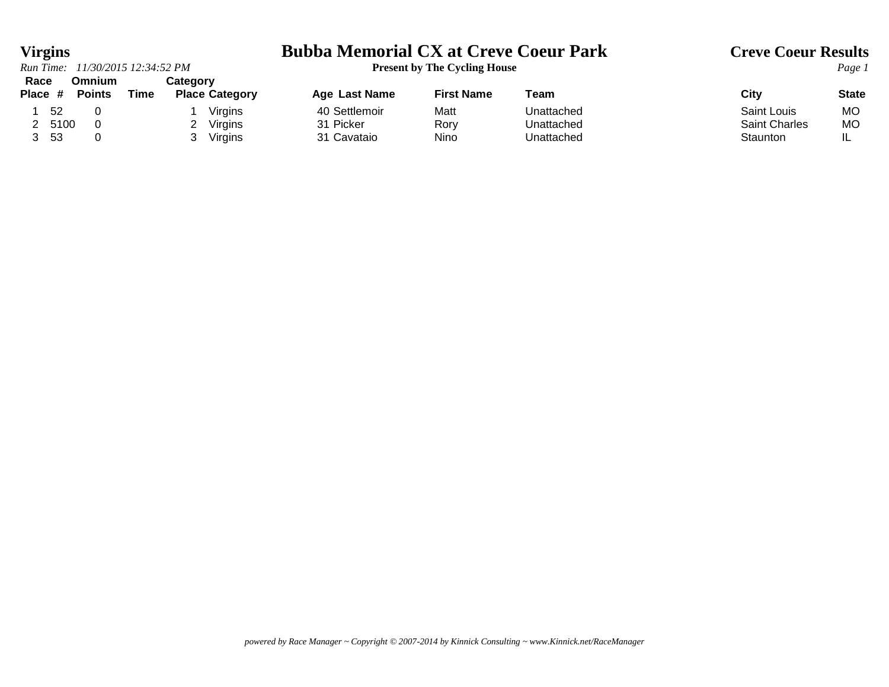# Virgins

*Run Time: 11/30/2015 12:34:52 PM*

# Bubba Memorial CX at Creve Coeur Park

**Present by The Cycling House**

## Creve Coeur Results

| Race Place | # | Omnium Points | Time | Category Place | Category | Age | Last Name | First Name | Team | City | State |
|---|---|---|---|---|---|---|---|---|---|---|---|
| 1 | 52 | 0 | | 1 | Virgins | 40 | Settlemoir | Matt | Unattached | Saint Louis | MO |
| 2 | 5100 | 0 | | 2 | Virgins | 31 | Picker | Rory | Unattached | Saint Charles | MO |
| 3 | 53 | 0 | | 3 | Virgins | 31 | Cavataio | Nino | Unattached | Staunton | IL |

*powered by Race Manager ~ Copyright © 2007-2014 by Kinnick Consulting ~ www.Kinnick.net/RaceManager*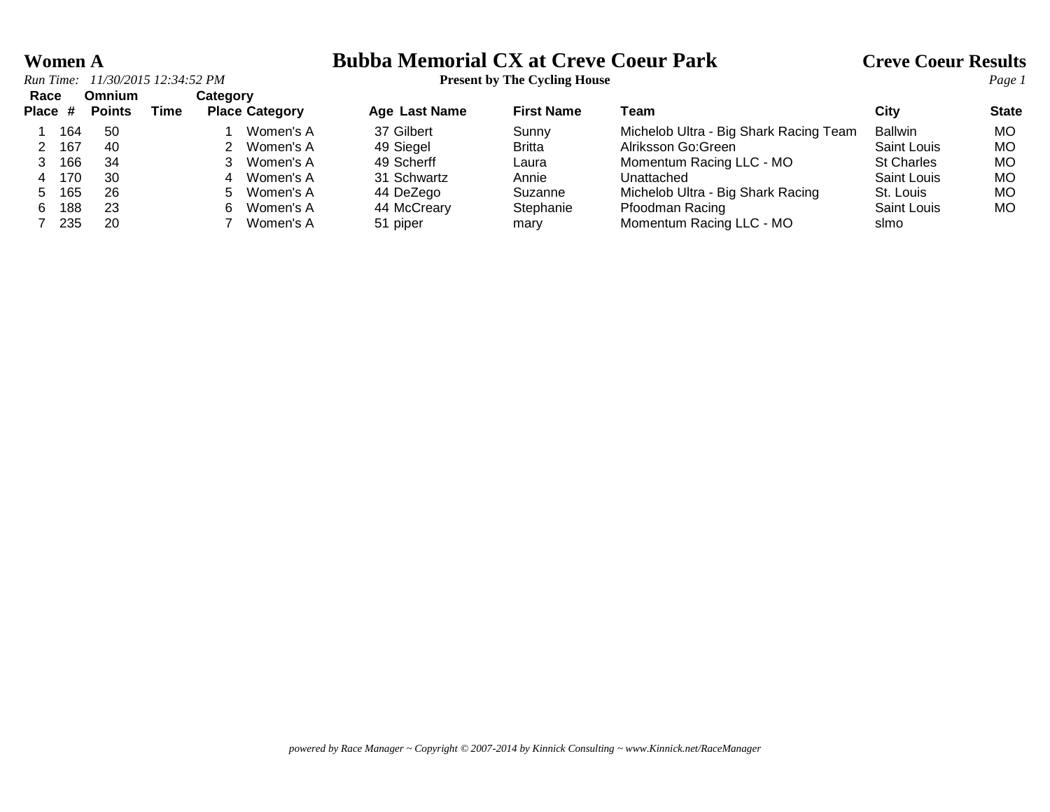# Women A

## Bubba Memorial CX at Creve Coeur Park

**Present by The Cycling House**

**Creve Coeur Results**

*Run Time: 11/30/2015 12:34:52 PM*

| Race Place | # | Omnium Points | Time | Category Place | Category | Age | Last Name | First Name | Team | City | State |
|---|---|---|---|---|---|---|---|---|---|---|---|
| 1 | 164 | 50 | | 1 | Women's A | 37 | Gilbert | Sunny | Michelob Ultra - Big Shark Racing Team | Ballwin | MO |
| 2 | 167 | 40 | | 2 | Women's A | 49 | Siegel | Britta | Alriksson Go:Green | Saint Louis | MO |
| 3 | 166 | 34 | | 3 | Women's A | 49 | Scherff | Laura | Momentum Racing LLC - MO | St Charles | MO |
| 4 | 170 | 30 | | 4 | Women's A | 31 | Schwartz | Annie | Unattached | Saint Louis | MO |
| 5 | 165 | 26 | | 5 | Women's A | 44 | DeZego | Suzanne | Michelob Ultra - Big Shark Racing | St. Louis | MO |
| 6 | 188 | 23 | | 6 | Women's A | 44 | McCreary | Stephanie | Pfoodman Racing | Saint Louis | MO |
| 7 | 235 | 20 | | 7 | Women's A | 51 | piper | mary | Momentum Racing LLC - MO | slmo | |

*powered by Race Manager ~ Copyright © 2007-2014 by Kinnick Consulting ~ www.Kinnick.net/RaceManager*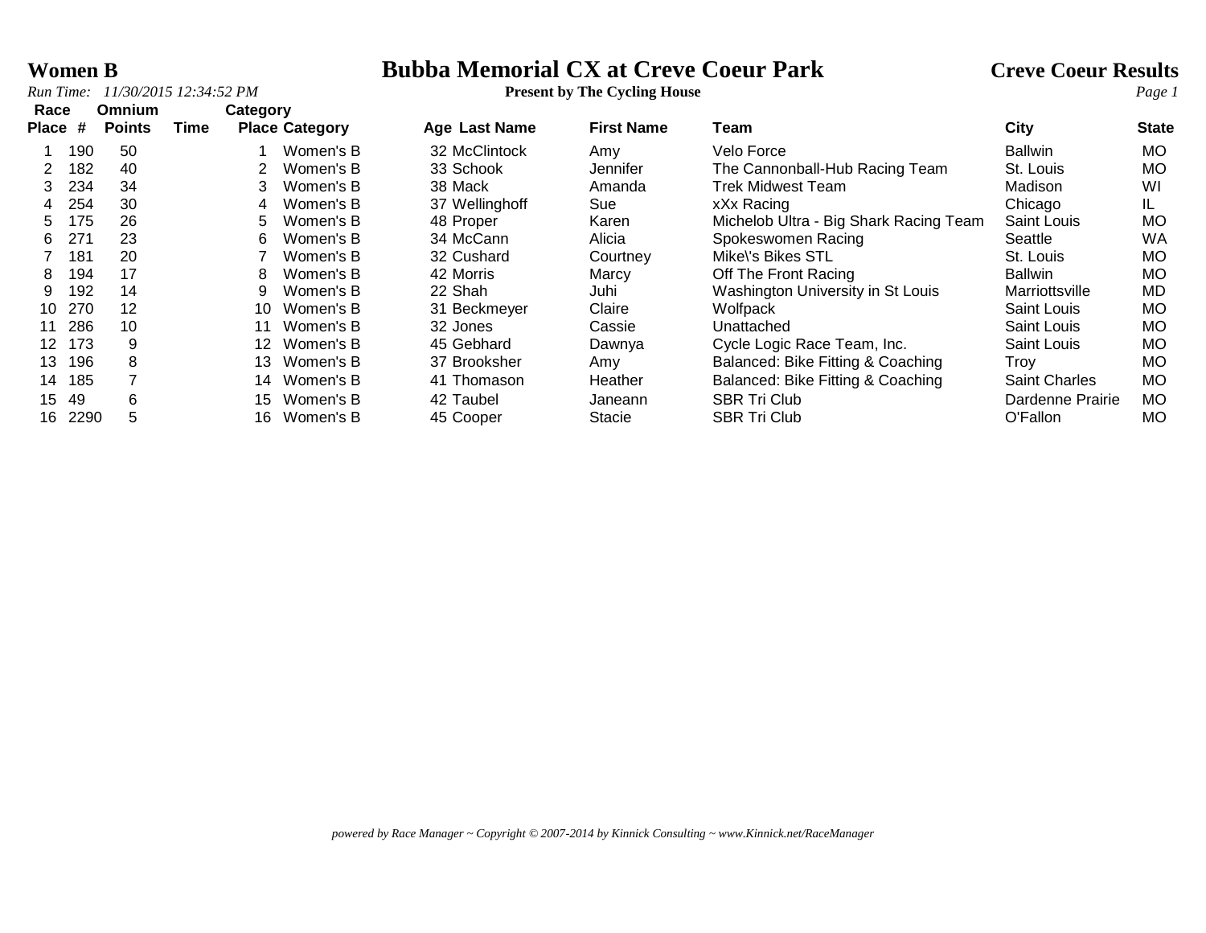**Women B**

# Bubba Memorial CX at Creve Coeur Park

**Creve Coeur Results**

*Run Time: 11/30/2015 12:34:52 PM*

**Present by The Cycling House**

| Race Place | # | Omnium Points | Time | Category Place | Category | Age | Last Name | First Name | Team | City | State |
|---|---|---|---|---|---|---|---|---|---|---|---|
| 1 | 190 | 50 | | 1 | Women's B | 32 | McClintock | Amy | Velo Force | Ballwin | MO |
| 2 | 182 | 40 | | 2 | Women's B | 33 | Schook | Jennifer | The Cannonball-Hub Racing Team | St. Louis | MO |
| 3 | 234 | 34 | | 3 | Women's B | 38 | Mack | Amanda | Trek Midwest Team | Madison | WI |
| 4 | 254 | 30 | | 4 | Women's B | 37 | Wellinghoff | Sue | xXx Racing | Chicago | IL |
| 5 | 175 | 26 | | 5 | Women's B | 48 | Proper | Karen | Michelob Ultra - Big Shark Racing Team | Saint Louis | MO |
| 6 | 271 | 23 | | 6 | Women's B | 34 | McCann | Alicia | Spokeswomen Racing | Seattle | WA |
| 7 | 181 | 20 | | 7 | Women's B | 32 | Cushard | Courtney | Mike\'s Bikes STL | St. Louis | MO |
| 8 | 194 | 17 | | 8 | Women's B | 42 | Morris | Marcy | Off The Front Racing | Ballwin | MO |
| 9 | 192 | 14 | | 9 | Women's B | 22 | Shah | Juhi | Washington University in St Louis | Marriottsville | MD |
| 10 | 270 | 12 | | 10 | Women's B | 31 | Beckmeyer | Claire | Wolfpack | Saint Louis | MO |
| 11 | 286 | 10 | | 11 | Women's B | 32 | Jones | Cassie | Unattached | Saint Louis | MO |
| 12 | 173 | 9 | | 12 | Women's B | 45 | Gebhard | Dawnya | Cycle Logic Race Team, Inc. | Saint Louis | MO |
| 13 | 196 | 8 | | 13 | Women's B | 37 | Brooksher | Amy | Balanced: Bike Fitting & Coaching | Troy | MO |
| 14 | 185 | 7 | | 14 | Women's B | 41 | Thomason | Heather | Balanced: Bike Fitting & Coaching | Saint Charles | MO |
| 15 | 49 | 6 | | 15 | Women's B | 42 | Taubel | Janeann | SBR Tri Club | Dardenne Prairie | MO |
| 16 | 2290 | 5 | | 16 | Women's B | 45 | Cooper | Stacie | SBR Tri Club | O'Fallon | MO |

*powered by Race Manager ~ Copyright © 2007-2014 by Kinnick Consulting ~ www.Kinnick.net/RaceManager*